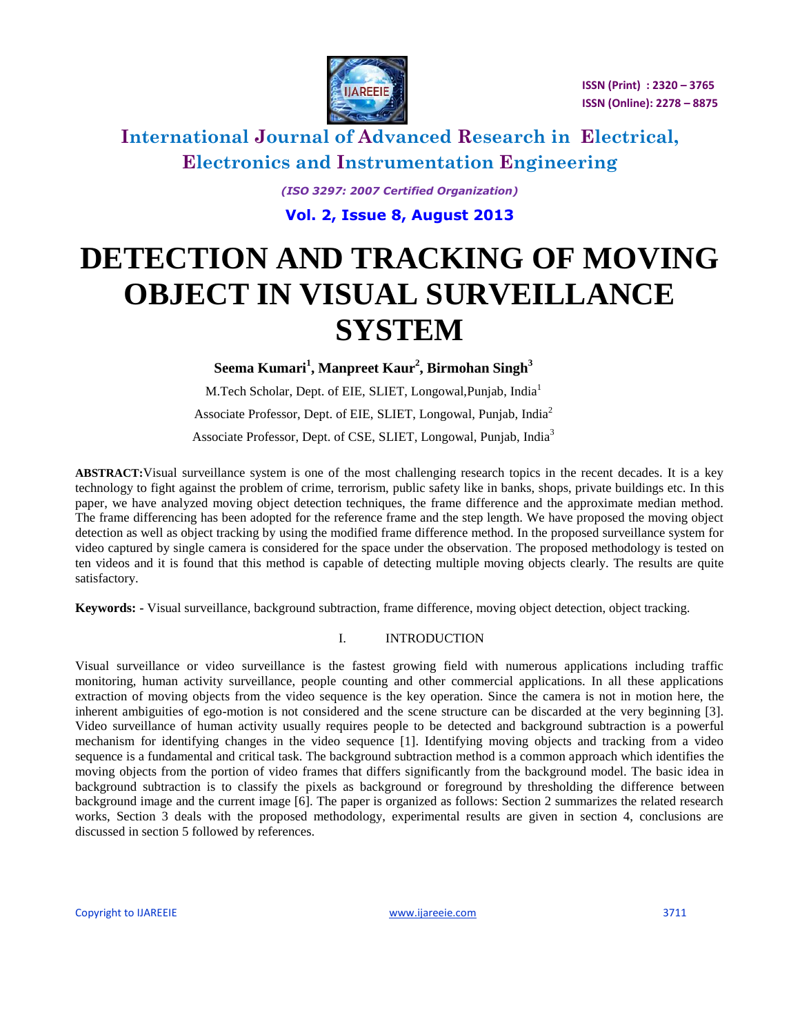# International Journal of Advanced Research in Electrical, Electronics and Instrumentation Engineering

*(ISO 3297: 2007 Certified Organization)*

**Vol. 2, Issue 8, August 2013**

# DETECTION AND TRACKING OF MOVING OBJECT IN VISUAL SURVEILLANCE SYSTEM

**Seema Kumari[1], Manpreet Kaur[2], Birmohan Singh[3]**

M.Tech Scholar, Dept. of EIE, SLIET, Longowal,Punjab, India[1]

Associate Professor, Dept. of EIE, SLIET, Longowal, Punjab, India[2]

Associate Professor, Dept. of CSE, SLIET, Longowal, Punjab, India[3]

**ABSTRACT:**Visual surveillance system is one of the most challenging research topics in the recent decades. It is a key technology to fight against the problem of crime, terrorism, public safety like in banks, shops, private buildings etc. In this paper, we have analyzed moving object detection techniques, the frame difference and the approximate median method. The frame differencing has been adopted for the reference frame and the step length. We have proposed the moving object detection as well as object tracking by using the modified frame difference method. In the proposed surveillance system for video captured by single camera is considered for the space under the observation. The proposed methodology is tested on ten videos and it is found that this method is capable of detecting multiple moving objects clearly. The results are quite satisfactory.

**Keywords: -** Visual surveillance, background subtraction, frame difference, moving object detection, object tracking.

## I. INTRODUCTION

Visual surveillance or video surveillance is the fastest growing field with numerous applications including traffic monitoring, human activity surveillance, people counting and other commercial applications. In all these applications extraction of moving objects from the video sequence is the key operation. Since the camera is not in motion here, the inherent ambiguities of ego-motion is not considered and the scene structure can be discarded at the very beginning [3]. Video surveillance of human activity usually requires people to be detected and background subtraction is a powerful mechanism for identifying changes in the video sequence [1]. Identifying moving objects and tracking from a video sequence is a fundamental and critical task. The background subtraction method is a common approach which identifies the moving objects from the portion of video frames that differs significantly from the background model. The basic idea in background subtraction is to classify the pixels as background or foreground by thresholding the difference between background image and the current image [6]. The paper is organized as follows: Section 2 summarizes the related research works, Section 3 deals with the proposed methodology, experimental results are given in section 4, conclusions are discussed in section 5 followed by references.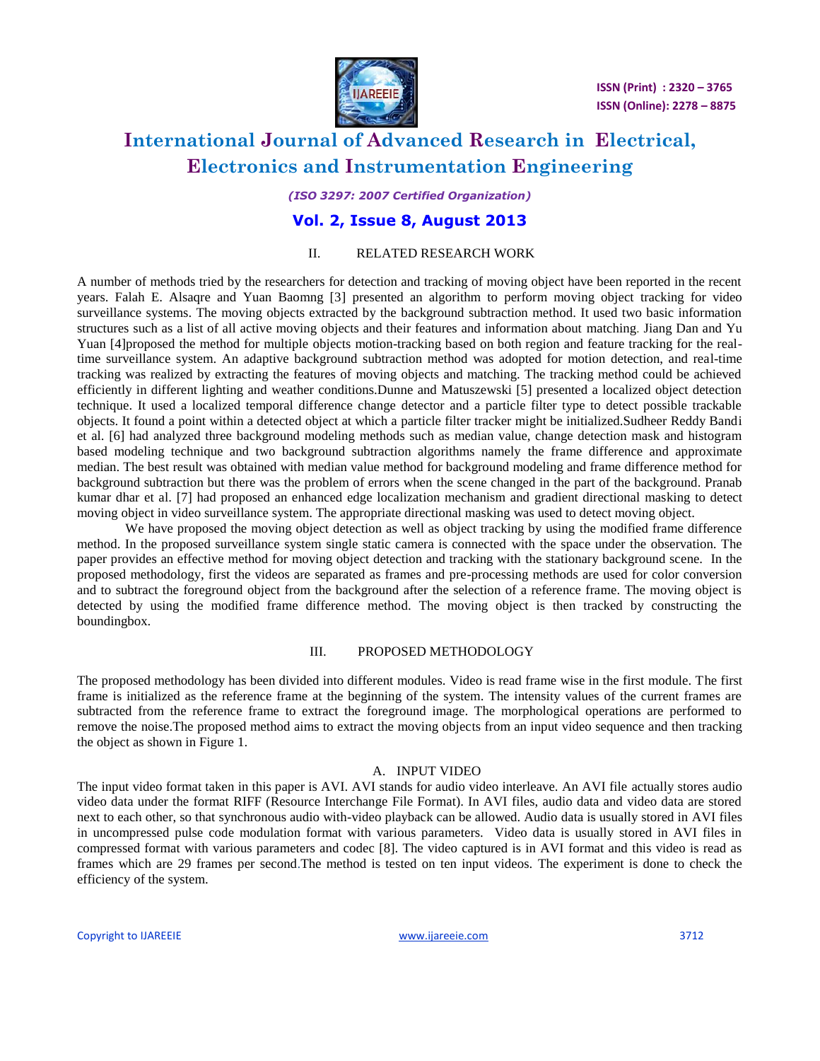## II. RELATED RESEARCH WORK

A number of methods tried by the researchers for detection and tracking of moving object have been reported in the recent years. Falah E. Alsaqre and Yuan Baomng [3] presented an algorithm to perform moving object tracking for video surveillance systems. The moving objects extracted by the background subtraction method. It used two basic information structures such as a list of all active moving objects and their features and information about matching. Jiang Dan and Yu Yuan [4]proposed the method for multiple objects motion-tracking based on both region and feature tracking for the real-time surveillance system. An adaptive background subtraction method was adopted for motion detection, and real-time tracking was realized by extracting the features of moving objects and matching. The tracking method could be achieved efficiently in different lighting and weather conditions.Dunne and Matuszewski [5] presented a localized object detection technique. It used a localized temporal difference change detector and a particle filter type to detect possible trackable objects. It found a point within a detected object at which a particle filter tracker might be initialized.Sudheer Reddy Bandi et al. [6] had analyzed three background modeling methods such as median value, change detection mask and histogram based modeling technique and two background subtraction algorithms namely the frame difference and approximate median. The best result was obtained with median value method for background modeling and frame difference method for background subtraction but there was the problem of errors when the scene changed in the part of the background. Pranab kumar dhar et al. [7] had proposed an enhanced edge localization mechanism and gradient directional masking to detect moving object in video surveillance system. The appropriate directional masking was used to detect moving object.

We have proposed the moving object detection as well as object tracking by using the modified frame difference method. In the proposed surveillance system single static camera is connected with the space under the observation. The paper provides an effective method for moving object detection and tracking with the stationary background scene. In the proposed methodology, first the videos are separated as frames and pre-processing methods are used for color conversion and to subtract the foreground object from the background after the selection of a reference frame. The moving object is detected by using the modified frame difference method. The moving object is then tracked by constructing the boundingbox.

## III. PROPOSED METHODOLOGY

The proposed methodology has been divided into different modules. Video is read frame wise in the first module. The first frame is initialized as the reference frame at the beginning of the system. The intensity values of the current frames are subtracted from the reference frame to extract the foreground image. The morphological operations are performed to remove the noise.The proposed method aims to extract the moving objects from an input video sequence and then tracking the object as shown in Figure 1.

### A. INPUT VIDEO

The input video format taken in this paper is AVI. AVI stands for audio video interleave. An AVI file actually stores audio video data under the format RIFF (Resource Interchange File Format). In AVI files, audio data and video data are stored next to each other, so that synchronous audio with-video playback can be allowed. Audio data is usually stored in AVI files in uncompressed pulse code modulation format with various parameters. Video data is usually stored in AVI files in compressed format with various parameters and codec [8]. The video captured is in AVI format and this video is read as frames which are 29 frames per second.The method is tested on ten input videos. The experiment is done to check the efficiency of the system.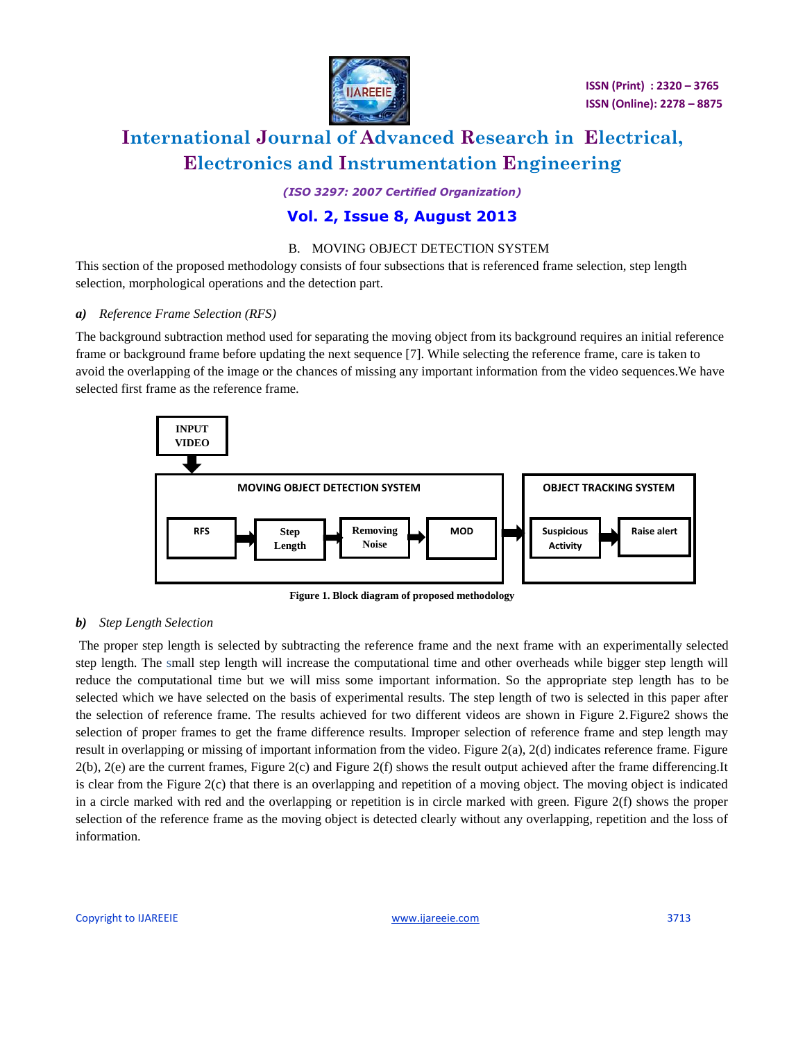### B. MOVING OBJECT DETECTION SYSTEM

This section of the proposed methodology consists of four subsections that is referenced frame selection, step length selection, morphological operations and the detection part.

#### *a) Reference Frame Selection (RFS)*

The background subtraction method used for separating the moving object from its background requires an initial reference frame or background frame before updating the next sequence [7]. While selecting the reference frame, care is taken to avoid the overlapping of the image or the chances of missing any important information from the video sequences.We have selected first frame as the reference frame.

**Figure 1. Block diagram of proposed methodology**

#### *b) Step Length Selection*

The proper step length is selected by subtracting the reference frame and the next frame with an experimentally selected step length. The small step length will increase the computational time and other overheads while bigger step length will reduce the computational time but we will miss some important information. So the appropriate step length has to be selected which we have selected on the basis of experimental results. The step length of two is selected in this paper after the selection of reference frame. The results achieved for two different videos are shown in Figure 2.Figure2 shows the selection of proper frames to get the frame difference results. Improper selection of reference frame and step length may result in overlapping or missing of important information from the video. Figure 2(a), 2(d) indicates reference frame. Figure 2(b), 2(e) are the current frames, Figure 2(c) and Figure 2(f) shows the result output achieved after the frame differencing.It is clear from the Figure 2(c) that there is an overlapping and repetition of a moving object. The moving object is indicated in a circle marked with red and the overlapping or repetition is in circle marked with green. Figure 2(f) shows the proper selection of the reference frame as the moving object is detected clearly without any overlapping, repetition and the loss of information.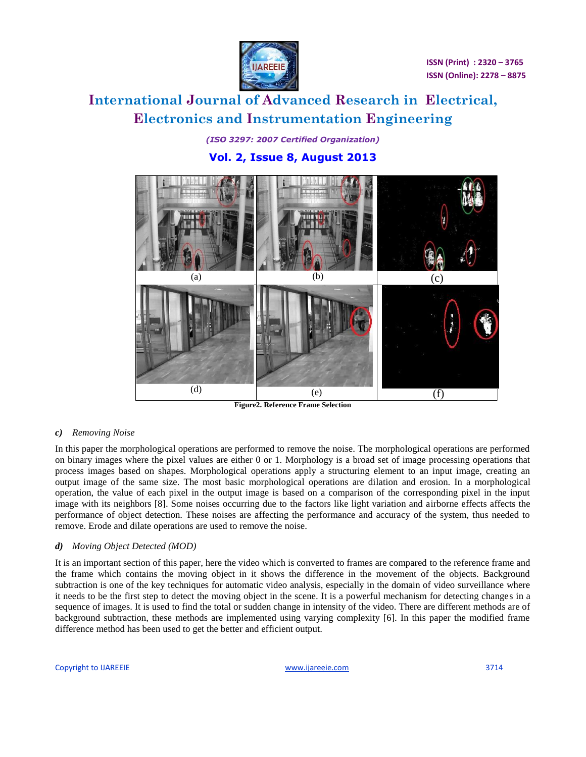Figure2. Reference Frame Selection

*c) Removing Noise*

In this paper the morphological operations are performed to remove the noise. The morphological operations are performed on binary images where the pixel values are either 0 or 1. Morphology is a broad set of image processing operations that process images based on shapes. Morphological operations apply a structuring element to an input image, creating an output image of the same size. The most basic morphological operations are dilation and erosion. In a morphological operation, the value of each pixel in the output image is based on a comparison of the corresponding pixel in the input image with its neighbors [8]. Some noises occurring due to the factors like light variation and airborne effects affects the performance of object detection. These noises are affecting the performance and accuracy of the system, thus needed to remove. Erode and dilate operations are used to remove the noise.

*d) Moving Object Detected (MOD)*

It is an important section of this paper, here the video which is converted to frames are compared to the reference frame and the frame which contains the moving object in it shows the difference in the movement of the objects. Background subtraction is one of the key techniques for automatic video analysis, especially in the domain of video surveillance where it needs to be the first step to detect the moving object in the scene. It is a powerful mechanism for detecting changes in a sequence of images. It is used to find the total or sudden change in intensity of the video. There are different methods are of background subtraction, these methods are implemented using varying complexity [6]. In this paper the modified frame difference method has been used to get the better and efficient output.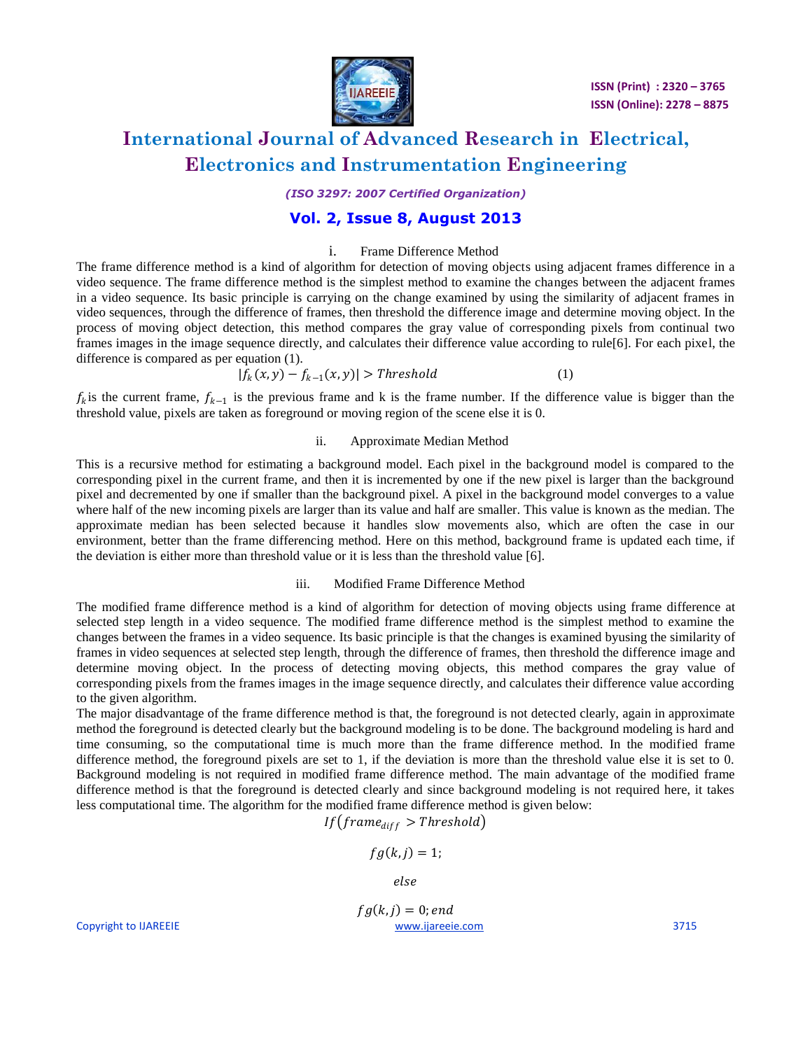### i. Frame Difference Method

The frame difference method is a kind of algorithm for detection of moving objects using adjacent frames difference in a video sequence. The frame difference method is the simplest method to examine the changes between the adjacent frames in a video sequence. Its basic principle is carrying on the change examined by using the similarity of adjacent frames in video sequences, through the difference of frames, then threshold the difference image and determine moving object. In the process of moving object detection, this method compares the gray value of corresponding pixels from continual two frames images in the image sequence directly, and calculates their difference value according to rule[6]. For each pixel, the difference is compared as per equation (1).

$$|f_k(x, y) - f_{k-1}(x, y)| > Threshold \qquad (1)$$

$f_k$ is the current frame, $f_{k-1}$ is the previous frame and k is the frame number. If the difference value is bigger than the threshold value, pixels are taken as foreground or moving region of the scene else it is 0.

### ii. Approximate Median Method

This is a recursive method for estimating a background model. Each pixel in the background model is compared to the corresponding pixel in the current frame, and then it is incremented by one if the new pixel is larger than the background pixel and decremented by one if smaller than the background pixel. A pixel in the background model converges to a value where half of the new incoming pixels are larger than its value and half are smaller. This value is known as the median. The approximate median has been selected because it handles slow movements also, which are often the case in our environment, better than the frame differencing method. Here on this method, background frame is updated each time, if the deviation is either more than threshold value or it is less than the threshold value [6].

### iii. Modified Frame Difference Method

The modified frame difference method is a kind of algorithm for detection of moving objects using frame difference at selected step length in a video sequence. The modified frame difference method is the simplest method to examine the changes between the frames in a video sequence. Its basic principle is that the changes is examined byusing the similarity of frames in video sequences at selected step length, through the difference of frames, then threshold the difference image and determine moving object. In the process of detecting moving objects, this method compares the gray value of corresponding pixels from the frames images in the image sequence directly, and calculates their difference value according to the given algorithm.

The major disadvantage of the frame difference method is that, the foreground is not detected clearly, again in approximate method the foreground is detected clearly but the background modeling is to be done. The background modeling is hard and time consuming, so the computational time is much more than the frame difference method. In the modified frame difference method, the foreground pixels are set to 1, if the deviation is more than the threshold value else it is set to 0. Background modeling is not required in modified frame difference method. The main advantage of the modified frame difference method is that the foreground is detected clearly and since background modeling is not required here, it takes less computational time. The algorithm for the modified frame difference method is given below:

$$If\left(frame_{diff} > Threshold\right)$$

$$fg(k, j) = 1;$$

$$else$$

$$fg(k, j) = 0; end$$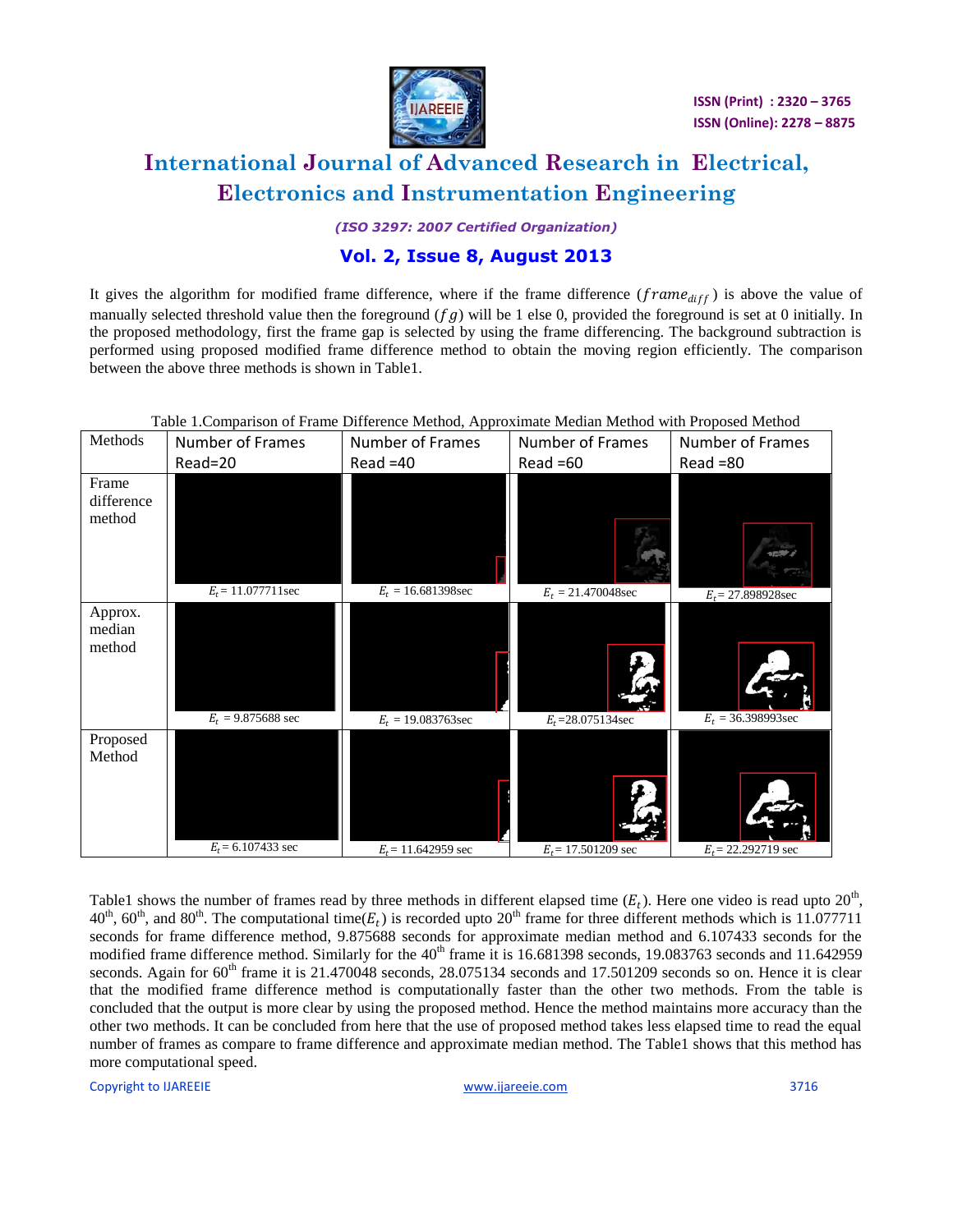It gives the algorithm for modified frame difference, where if the frame difference ($frame_{diff}$) is above the value of manually selected threshold value then the foreground ($fg$) will be 1 else 0, provided the foreground is set at 0 initially. In the proposed methodology, first the frame gap is selected by using the frame differencing. The background subtraction is performed using proposed modified frame difference method to obtain the moving region efficiently. The comparison between the above three methods is shown in Table1.

Table 1.Comparison of Frame Difference Method, Approximate Median Method with Proposed Method

| Methods | Number of Frames Read=20 | Number of Frames Read =40 | Number of Frames Read =60 | Number of Frames Read =80 |
|---|---|---|---|---|
| Frame difference method | $E_t$ = 11.077711sec | $E_t$ = 16.681398sec | $E_t$ = 21.470048sec | $E_t$ = 27.898928sec |
| Approx. median method | $E_t$ = 9.875688 sec | $E_t$ = 19.083763sec | $E_t$ =28.075134sec | $E_t$ = 36.398993sec |
| Proposed Method | $E_t$ = 6.107433 sec | $E_t$ = 11.642959 sec | $E_t$ = 17.501209 sec | $E_t$ = 22.292719 sec |

Table1 shows the number of frames read by three methods in different elapsed time ($E_t$). Here one video is read upto 20th, 40th, 60th, and 80th. The computational time($E_t$) is recorded upto 20th frame for three different methods which is 11.077711 seconds for frame difference method, 9.875688 seconds for approximate median method and 6.107433 seconds for the modified frame difference method. Similarly for the 40th frame it is 16.681398 seconds, 19.083763 seconds and 11.642959 seconds. Again for 60th frame it is 21.470048 seconds, 28.075134 seconds and 17.501209 seconds so on. Hence it is clear that the modified frame difference method is computationally faster than the other two methods. From the table is concluded that the output is more clear by using the proposed method. Hence the method maintains more accuracy than the other two methods. It can be concluded from here that the use of proposed method takes less elapsed time to read the equal number of frames as compare to frame difference and approximate median method. The Table1 shows that this method has more computational speed.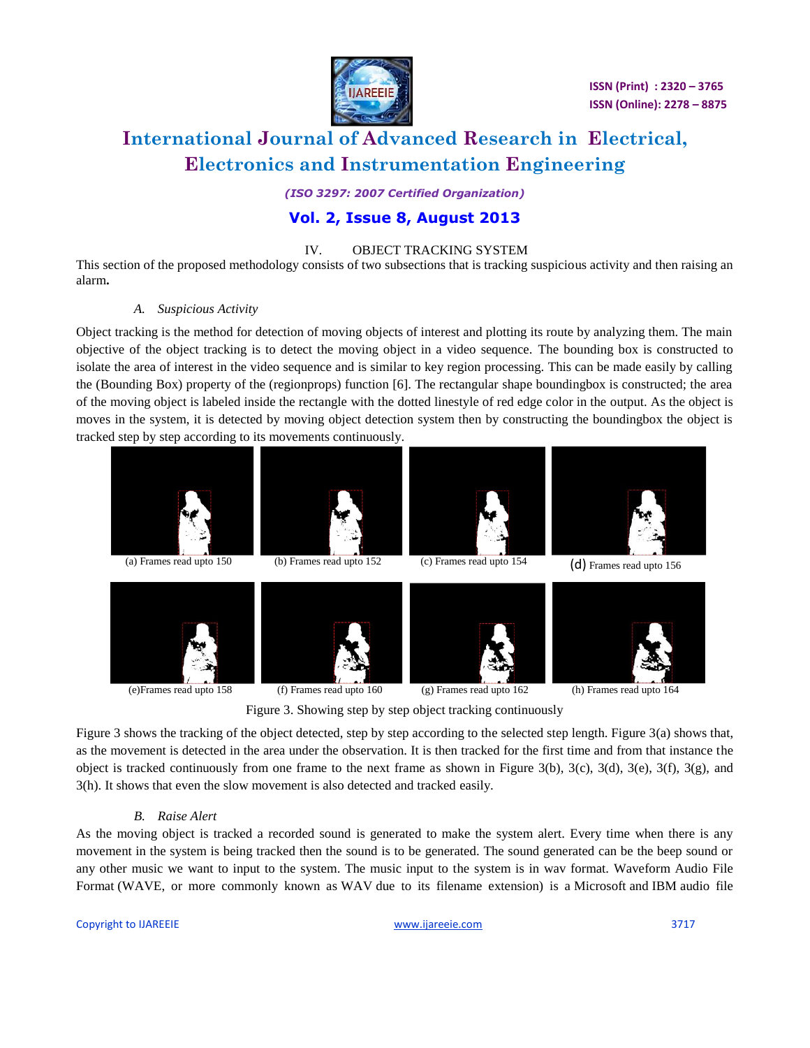## IV. OBJECT TRACKING SYSTEM

This section of the proposed methodology consists of two subsections that is tracking suspicious activity and then raising an alarm**.**

### *A. Suspicious Activity*

Object tracking is the method for detection of moving objects of interest and plotting its route by analyzing them. The main objective of the object tracking is to detect the moving object in a video sequence. The bounding box is constructed to isolate the area of interest in the video sequence and is similar to key region processing. This can be made easily by calling the (Bounding Box) property of the (regionprops) function [6]. The rectangular shape boundingbox is constructed; the area of the moving object is labeled inside the rectangle with the dotted linestyle of red edge color in the output. As the object is moves in the system, it is detected by moving object detection system then by constructing the boundingbox the object is tracked step by step according to its movements continuously.

(a) Frames read upto 150 (b) Frames read upto 152 (c) Frames read upto 154 (d) Frames read upto 156

(e)Frames read upto 158 (f) Frames read upto 160 (g) Frames read upto 162 (h) Frames read upto 164

Figure 3. Showing step by step object tracking continuously

Figure 3 shows the tracking of the object detected, step by step according to the selected step length. Figure 3(a) shows that, as the movement is detected in the area under the observation. It is then tracked for the first time and from that instance the object is tracked continuously from one frame to the next frame as shown in Figure 3(b), 3(c), 3(d), 3(e), 3(f), 3(g), and 3(h). It shows that even the slow movement is also detected and tracked easily.

### *B. Raise Alert*

As the moving object is tracked a recorded sound is generated to make the system alert. Every time when there is any movement in the system is being tracked then the sound is to be generated. The sound generated can be the beep sound or any other music we want to input to the system. The music input to the system is in wav format. Waveform Audio File Format (WAVE, or more commonly known as WAV due to its filename extension) is a Microsoft and IBM audio file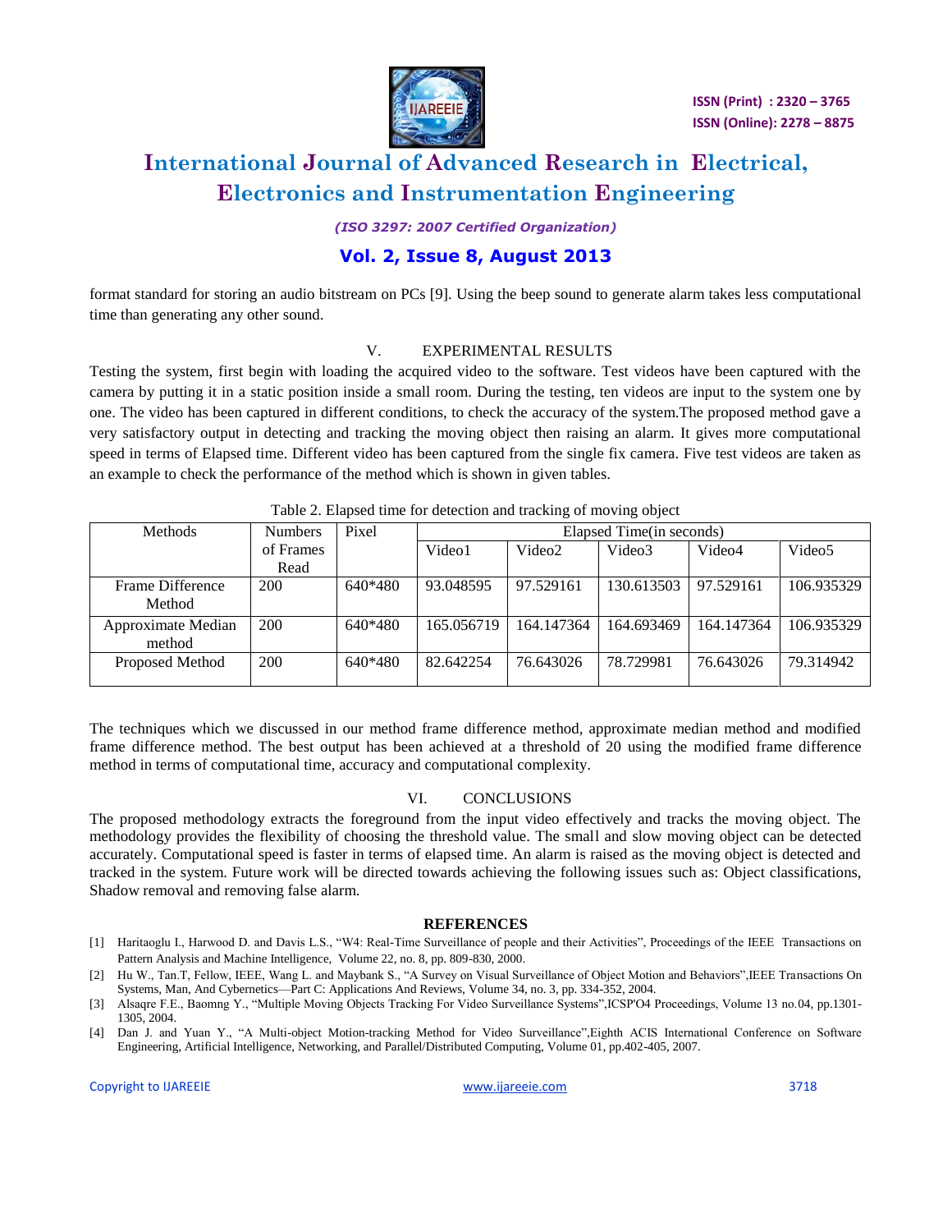format standard for storing an audio bitstream on PCs [9]. Using the beep sound to generate alarm takes less computational time than generating any other sound.

## V. EXPERIMENTAL RESULTS

Testing the system, first begin with loading the acquired video to the software. Test videos have been captured with the camera by putting it in a static position inside a small room. During the testing, ten videos are input to the system one by one. The video has been captured in different conditions, to check the accuracy of the system.The proposed method gave a very satisfactory output in detecting and tracking the moving object then raising an alarm. It gives more computational speed in terms of Elapsed time. Different video has been captured from the single fix camera. Five test videos are taken as an example to check the performance of the method which is shown in given tables.

Table 2. Elapsed time for detection and tracking of moving object

| Methods | Numbers of Frames Read | Pixel | Elapsed Time(in seconds) | | | | |
|---|---|---|---|---|---|---|---|
| | | | Video1 | Video2 | Video3 | Video4 | Video5 |
| Frame Difference Method | 200 | 640*480 | 93.048595 | 97.529161 | 130.613503 | 97.529161 | 106.935329 |
| Approximate Median method | 200 | 640*480 | 165.056719 | 164.147364 | 164.693469 | 164.147364 | 106.935329 |
| Proposed Method | 200 | 640*480 | 82.642254 | 76.643026 | 78.729981 | 76.643026 | 79.314942 |

The techniques which we discussed in our method frame difference method, approximate median method and modified frame difference method. The best output has been achieved at a threshold of 20 using the modified frame difference method in terms of computational time, accuracy and computational complexity.

## VI. CONCLUSIONS

The proposed methodology extracts the foreground from the input video effectively and tracks the moving object. The methodology provides the flexibility of choosing the threshold value. The small and slow moving object can be detected accurately. Computational speed is faster in terms of elapsed time. An alarm is raised as the moving object is detected and tracked in the system. Future work will be directed towards achieving the following issues such as: Object classifications, Shadow removal and removing false alarm.

## REFERENCES

[1] Haritaoglu I., Harwood D. and Davis L.S., "W4: Real-Time Surveillance of people and their Activities", Proceedings of the IEEE Transactions on Pattern Analysis and Machine Intelligence, Volume 22, no. 8, pp. 809-830, 2000.

[2] Hu W., Tan.T, Fellow, IEEE, Wang L. and Maybank S., "A Survey on Visual Surveillance of Object Motion and Behaviors",IEEE Transactions On Systems, Man, And Cybernetics—Part C: Applications And Reviews, Volume 34, no. 3, pp. 334-352, 2004.

[3] Alsaqre F.E., Baomng Y., "Multiple Moving Objects Tracking For Video Surveillance Systems",ICSP'O4 Proceedings, Volume 13 no.04, pp.1301-1305, 2004.

[4] Dan J. and Yuan Y., "A Multi-object Motion-tracking Method for Video Surveillance",Eighth ACIS International Conference on Software Engineering, Artificial Intelligence, Networking, and Parallel/Distributed Computing, Volume 01, pp.402-405, 2007.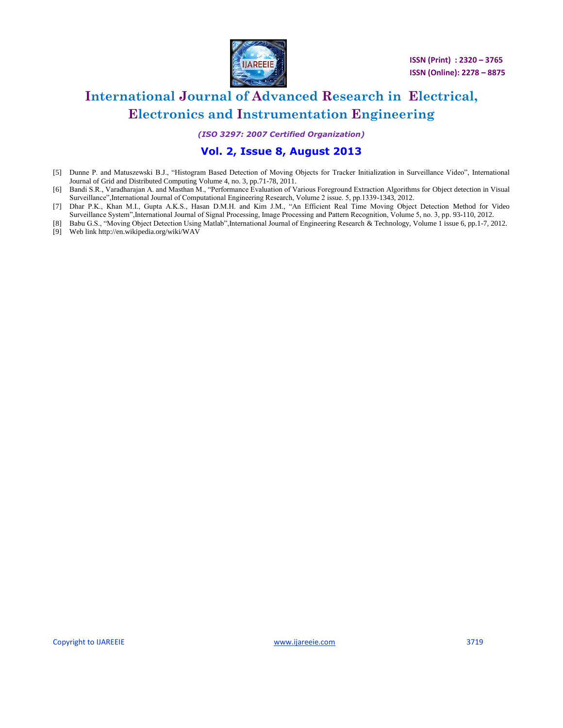[5] Dunne P. and Matuszewski B.J., "Histogram Based Detection of Moving Objects for Tracker Initialization in Surveillance Video", International Journal of Grid and Distributed Computing Volume 4, no. 3, pp.71-78, 2011.

[6] Bandi S.R., Varadharajan A. and Masthan M., "Performance Evaluation of Various Foreground Extraction Algorithms for Object detection in Visual Surveillance",International Journal of Computational Engineering Research, Volume 2 issue. 5, pp.1339-1343, 2012.

[7] Dhar P.K., Khan M.I., Gupta A.K.S., Hasan D.M.H. and Kim J.M., "An Efficient Real Time Moving Object Detection Method for Video Surveillance System",International Journal of Signal Processing, Image Processing and Pattern Recognition, Volume 5, no. 3, pp. 93-110, 2012.

[8] Babu G.S., "Moving Object Detection Using Matlab",International Journal of Engineering Research & Technology, Volume 1 issue 6, pp.1-7, 2012.

[9] Web link http://en.wikipedia.org/wiki/WAV